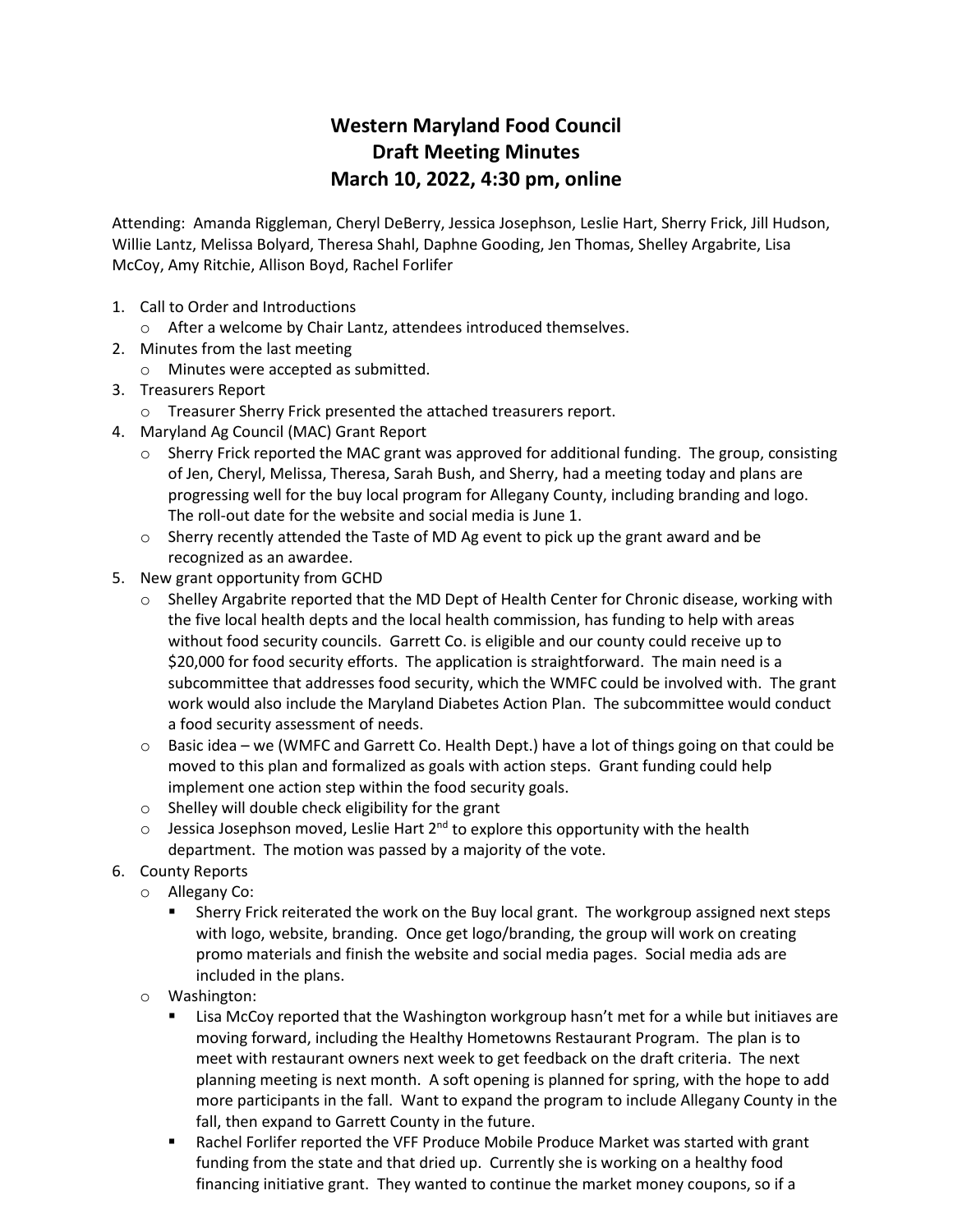# Western Maryland Food Council
# Draft Meeting Minutes
# March 10, 2022, 4:30 pm, online

Attending: Amanda Riggleman, Cheryl DeBerry, Jessica Josephson, Leslie Hart, Sherry Frick, Jill Hudson, Willie Lantz, Melissa Bolyard, Theresa Shahl, Daphne Gooding, Jen Thomas, Shelley Argabrite, Lisa McCoy, Amy Ritchie, Allison Boyd, Rachel Forlifer

1. Call to Order and Introductions
   - After a welcome by Chair Lantz, attendees introduced themselves.
2. Minutes from the last meeting
   - Minutes were accepted as submitted.
3. Treasurers Report
   - Treasurer Sherry Frick presented the attached treasurers report.
4. Maryland Ag Council (MAC) Grant Report
   - Sherry Frick reported the MAC grant was approved for additional funding. The group, consisting of Jen, Cheryl, Melissa, Theresa, Sarah Bush, and Sherry, had a meeting today and plans are progressing well for the buy local program for Allegany County, including branding and logo. The roll-out date for the website and social media is June 1.
   - Sherry recently attended the Taste of MD Ag event to pick up the grant award and be recognized as an awardee.
5. New grant opportunity from GCHD
   - Shelley Argabrite reported that the MD Dept of Health Center for Chronic disease, working with the five local health depts and the local health commission, has funding to help with areas without food security councils. Garrett Co. is eligible and our county could receive up to \$20,000 for food security efforts. The application is straightforward. The main need is a subcommittee that addresses food security, which the WMFC could be involved with. The grant work would also include the Maryland Diabetes Action Plan. The subcommittee would conduct a food security assessment of needs.
   - Basic idea – we (WMFC and Garrett Co. Health Dept.) have a lot of things going on that could be moved to this plan and formalized as goals with action steps. Grant funding could help implement one action step within the food security goals.
   - Shelley will double check eligibility for the grant
   - Jessica Josephson moved, Leslie Hart 2nd to explore this opportunity with the health department. The motion was passed by a majority of the vote.
6. County Reports
   - Allegany Co:
     - Sherry Frick reiterated the work on the Buy local grant. The workgroup assigned next steps with logo, website, branding. Once get logo/branding, the group will work on creating promo materials and finish the website and social media pages. Social media ads are included in the plans.
   - Washington:
     - Lisa McCoy reported that the Washington workgroup hasn't met for a while but initiaves are moving forward, including the Healthy Hometowns Restaurant Program. The plan is to meet with restaurant owners next week to get feedback on the draft criteria. The next planning meeting is next month. A soft opening is planned for spring, with the hope to add more participants in the fall. Want to expand the program to include Allegany County in the fall, then expand to Garrett County in the future.
     - Rachel Forlifer reported the VFF Produce Mobile Produce Market was started with grant funding from the state and that dried up. Currently she is working on a healthy food financing initiative grant. They wanted to continue the market money coupons, so if a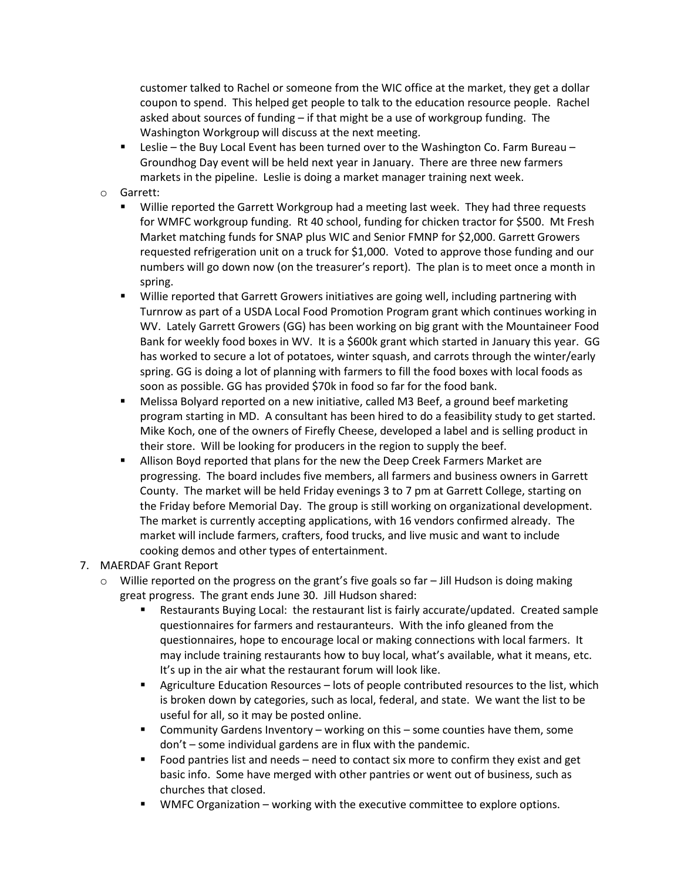customer talked to Rachel or someone from the WIC office at the market, they get a dollar coupon to spend. This helped get people to talk to the education resource people. Rachel asked about sources of funding – if that might be a use of workgroup funding. The Washington Workgroup will discuss at the next meeting.

- Leslie – the Buy Local Event has been turned over to the Washington Co. Farm Bureau – Groundhog Day event will be held next year in January. There are three new farmers markets in the pipeline. Leslie is doing a market manager training next week.

- Garrett:
  - Willie reported the Garrett Workgroup had a meeting last week. They had three requests for WMFC workgroup funding. Rt 40 school, funding for chicken tractor for $500. Mt Fresh Market matching funds for SNAP plus WIC and Senior FMNP for $2,000. Garrett Growers requested refrigeration unit on a truck for $1,000. Voted to approve those funding and our numbers will go down now (on the treasurer's report). The plan is to meet once a month in spring.
  - Willie reported that Garrett Growers initiatives are going well, including partnering with Turnrow as part of a USDA Local Food Promotion Program grant which continues working in WV. Lately Garrett Growers (GG) has been working on big grant with the Mountaineer Food Bank for weekly food boxes in WV. It is a $600k grant which started in January this year. GG has worked to secure a lot of potatoes, winter squash, and carrots through the winter/early spring. GG is doing a lot of planning with farmers to fill the food boxes with local foods as soon as possible. GG has provided $70k in food so far for the food bank.
  - Melissa Bolyard reported on a new initiative, called M3 Beef, a ground beef marketing program starting in MD. A consultant has been hired to do a feasibility study to get started. Mike Koch, one of the owners of Firefly Cheese, developed a label and is selling product in their store. Will be looking for producers in the region to supply the beef.
  - Allison Boyd reported that plans for the new the Deep Creek Farmers Market are progressing. The board includes five members, all farmers and business owners in Garrett County. The market will be held Friday evenings 3 to 7 pm at Garrett College, starting on the Friday before Memorial Day. The group is still working on organizational development. The market is currently accepting applications, with 16 vendors confirmed already. The market will include farmers, crafters, food trucks, and live music and want to include cooking demos and other types of entertainment.

7. MAERDAF Grant Report
   - Willie reported on the progress on the grant's five goals so far – Jill Hudson is doing making great progress. The grant ends June 30. Jill Hudson shared:
     - Restaurants Buying Local: the restaurant list is fairly accurate/updated. Created sample questionnaires for farmers and restauranteurs. With the info gleaned from the questionnaires, hope to encourage local or making connections with local farmers. It may include training restaurants how to buy local, what's available, what it means, etc. It's up in the air what the restaurant forum will look like.
     - Agriculture Education Resources – lots of people contributed resources to the list, which is broken down by categories, such as local, federal, and state. We want the list to be useful for all, so it may be posted online.
     - Community Gardens Inventory – working on this – some counties have them, some don't – some individual gardens are in flux with the pandemic.
     - Food pantries list and needs – need to contact six more to confirm they exist and get basic info. Some have merged with other pantries or went out of business, such as churches that closed.
     - WMFC Organization – working with the executive committee to explore options.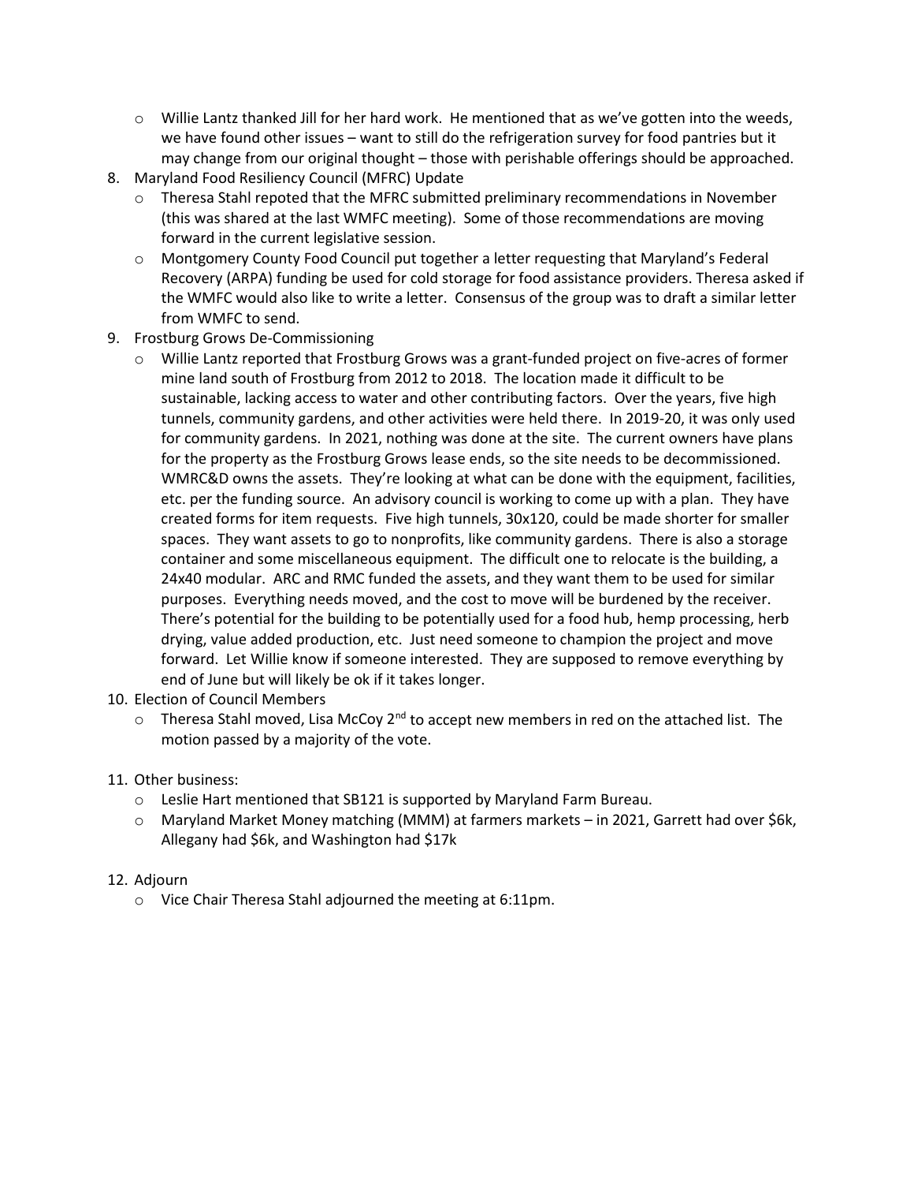- Willie Lantz thanked Jill for her hard work. He mentioned that as we've gotten into the weeds, we have found other issues – want to still do the refrigeration survey for food pantries but it may change from our original thought – those with perishable offerings should be approached.

8. Maryland Food Resiliency Council (MFRC) Update
   - Theresa Stahl repoted that the MFRC submitted preliminary recommendations in November (this was shared at the last WMFC meeting). Some of those recommendations are moving forward in the current legislative session.
   - Montgomery County Food Council put together a letter requesting that Maryland's Federal Recovery (ARPA) funding be used for cold storage for food assistance providers. Theresa asked if the WMFC would also like to write a letter. Consensus of the group was to draft a similar letter from WMFC to send.

9. Frostburg Grows De-Commissioning
   - Willie Lantz reported that Frostburg Grows was a grant-funded project on five-acres of former mine land south of Frostburg from 2012 to 2018. The location made it difficult to be sustainable, lacking access to water and other contributing factors. Over the years, five high tunnels, community gardens, and other activities were held there. In 2019-20, it was only used for community gardens. In 2021, nothing was done at the site. The current owners have plans for the property as the Frostburg Grows lease ends, so the site needs to be decommissioned. WMRC&D owns the assets. They're looking at what can be done with the equipment, facilities, etc. per the funding source. An advisory council is working to come up with a plan. They have created forms for item requests. Five high tunnels, 30x120, could be made shorter for smaller spaces. They want assets to go to nonprofits, like community gardens. There is also a storage container and some miscellaneous equipment. The difficult one to relocate is the building, a 24x40 modular. ARC and RMC funded the assets, and they want them to be used for similar purposes. Everything needs moved, and the cost to move will be burdened by the receiver. There's potential for the building to be potentially used for a food hub, hemp processing, herb drying, value added production, etc. Just need someone to champion the project and move forward. Let Willie know if someone interested. They are supposed to remove everything by end of June but will likely be ok if it takes longer.

10. Election of Council Members
    - Theresa Stahl moved, Lisa McCoy 2nd to accept new members in red on the attached list. The motion passed by a majority of the vote.

11. Other business:
    - Leslie Hart mentioned that SB121 is supported by Maryland Farm Bureau.
    - Maryland Market Money matching (MMM) at farmers markets – in 2021, Garrett had over $6k, Allegany had $6k, and Washington had $17k

12. Adjourn
    - Vice Chair Theresa Stahl adjourned the meeting at 6:11pm.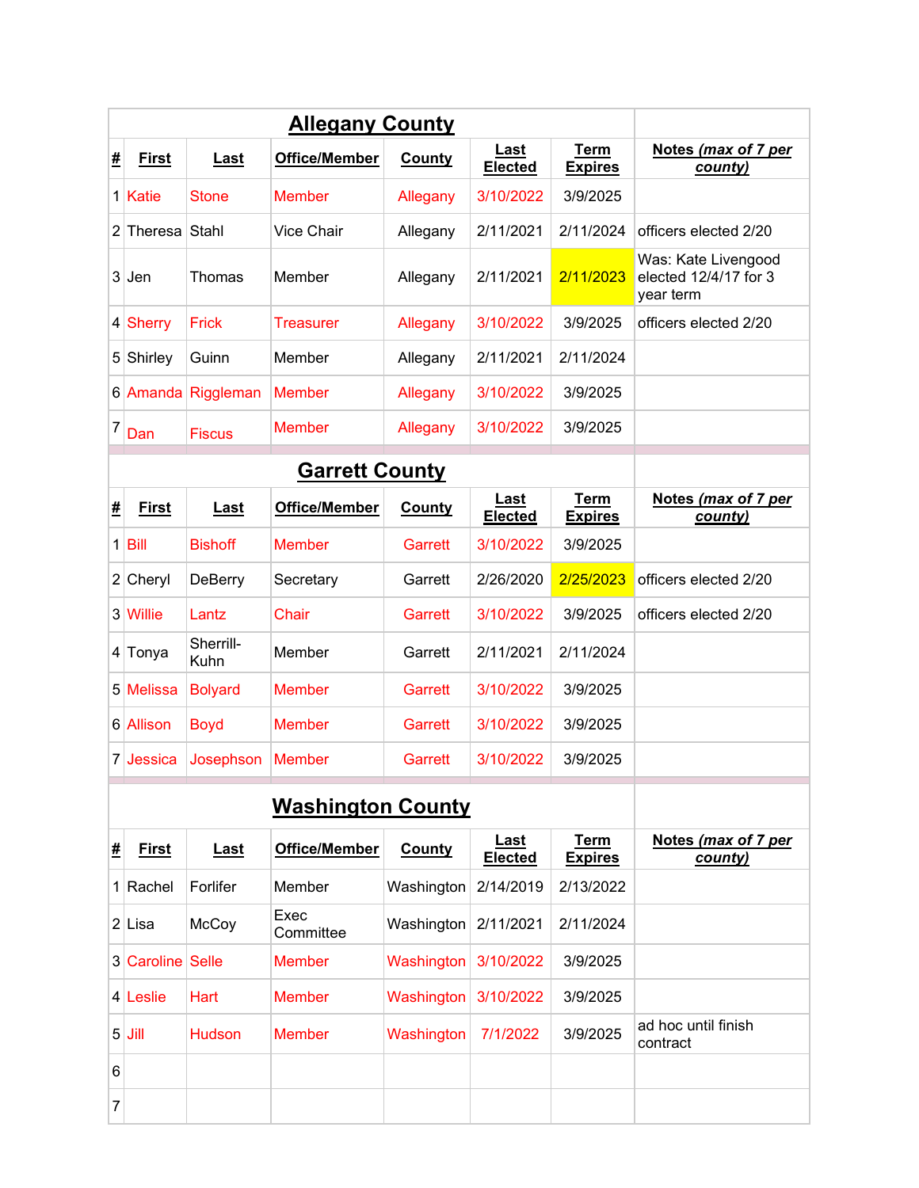## Allegany County

| # | First | Last | Office/Member | County | Last Elected | Term Expires | Notes *(max of 7 per county)* |
|---|---|---|---|---|---|---|---|
| 1 | Katie | Stone | Member | Allegany | 3/10/2022 | 3/9/2025 | |
| 2 | Theresa | Stahl | Vice Chair | Allegany | 2/11/2021 | 2/11/2024 | officers elected 2/20 |
| 3 | Jen | Thomas | Member | Allegany | 2/11/2021 | 2/11/2023 | Was: Kate Livengood elected 12/4/17 for 3 year term |
| 4 | Sherry | Frick | Treasurer | Allegany | 3/10/2022 | 3/9/2025 | officers elected 2/20 |
| 5 | Shirley | Guinn | Member | Allegany | 2/11/2021 | 2/11/2024 | |
| 6 | Amanda | Riggleman | Member | Allegany | 3/10/2022 | 3/9/2025 | |
| 7 | Dan | Fiscus | Member | Allegany | 3/10/2022 | 3/9/2025 | |

## Garrett County

| # | First | Last | Office/Member | County | Last Elected | Term Expires | Notes *(max of 7 per county)* |
|---|---|---|---|---|---|---|---|
| 1 | Bill | Bishoff | Member | Garrett | 3/10/2022 | 3/9/2025 | |
| 2 | Cheryl | DeBerry | Secretary | Garrett | 2/26/2020 | 2/25/2023 | officers elected 2/20 |
| 3 | Willie | Lantz | Chair | Garrett | 3/10/2022 | 3/9/2025 | officers elected 2/20 |
| 4 | Tonya | Sherrill-Kuhn | Member | Garrett | 2/11/2021 | 2/11/2024 | |
| 5 | Melissa | Bolyard | Member | Garrett | 3/10/2022 | 3/9/2025 | |
| 6 | Allison | Boyd | Member | Garrett | 3/10/2022 | 3/9/2025 | |
| 7 | Jessica | Josephson | Member | Garrett | 3/10/2022 | 3/9/2025 | |

## Washington County

| # | First | Last | Office/Member | County | Last Elected | Term Expires | Notes *(max of 7 per county)* |
|---|---|---|---|---|---|---|---|
| 1 | Rachel | Forlifer | Member | Washington | 2/14/2019 | 2/13/2022 | |
| 2 | Lisa | McCoy | Exec Committee | Washington | 2/11/2021 | 2/11/2024 | |
| 3 | Caroline | Selle | Member | Washington | 3/10/2022 | 3/9/2025 | |
| 4 | Leslie | Hart | Member | Washington | 3/10/2022 | 3/9/2025 | |
| 5 | Jill | Hudson | Member | Washington | 7/1/2022 | 3/9/2025 | ad hoc until finish contract |
| 6 | | | | | | | |
| 7 | | | | | | | |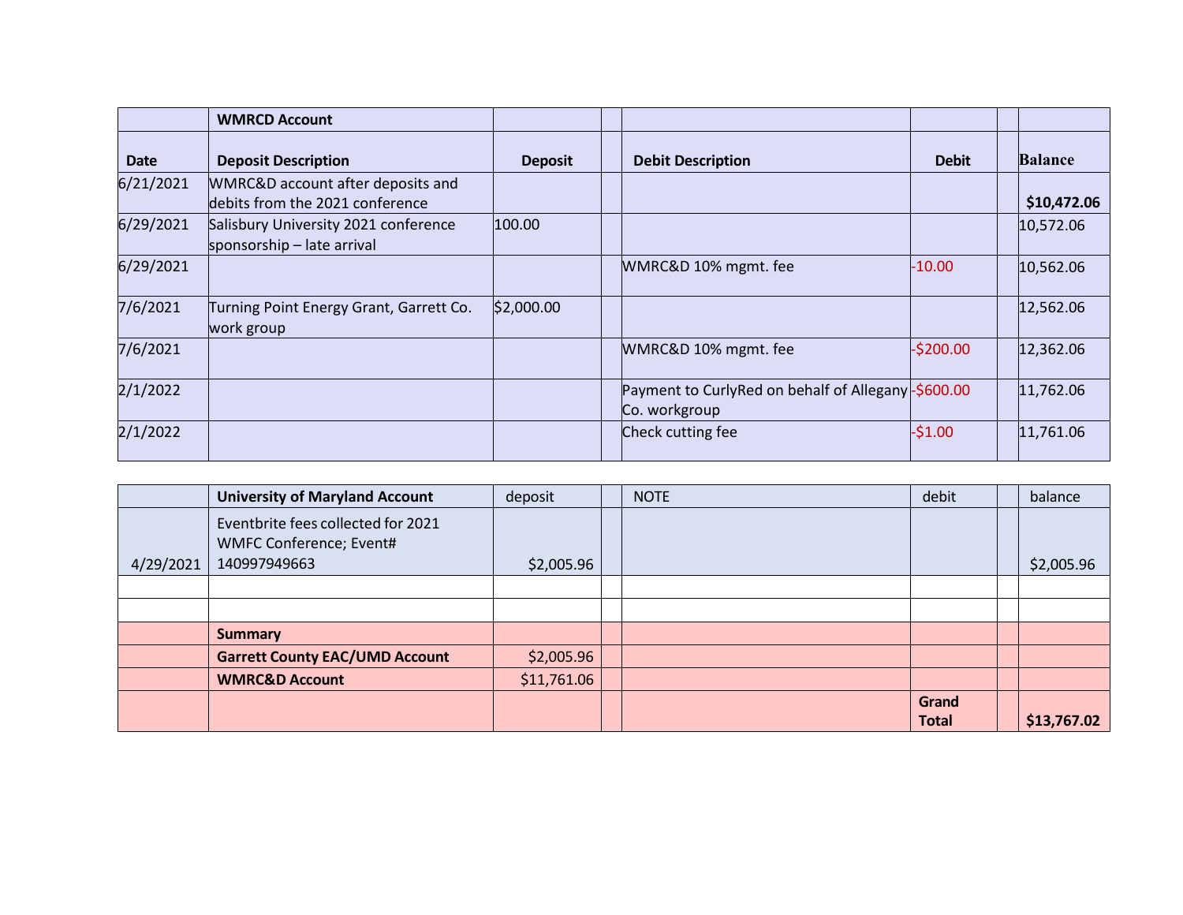| | WMRCD Account | | | | | | |
|---|---|---|---|---|---|---|---|
| **Date** | **Deposit Description** | **Deposit** | | **Debit Description** | **Debit** | | **Balance** |
| 6/21/2021 | WMRC&D account after deposits and debits from the 2021 conference | | | | | | **$10,472.06** |
| 6/29/2021 | Salisbury University 2021 conference sponsorship – late arrival | 100.00 | | | | | 10,572.06 |
| 6/29/2021 | | | | WMRC&D 10% mgmt. fee | -10.00 | | 10,562.06 |
| 7/6/2021 | Turning Point Energy Grant, Garrett Co. work group | $2,000.00 | | | | | 12,562.06 |
| 7/6/2021 | | | | WMRC&D 10% mgmt. fee | -$200.00 | | 12,362.06 |
| 2/1/2022 | | | | Payment to CurlyRed on behalf of Allegany Co. workgroup | -$600.00 | | 11,762.06 |
| 2/1/2022 | | | | Check cutting fee | -$1.00 | | 11,761.06 |

| | **University of Maryland Account** | deposit | | NOTE | debit | | balance |
|---|---|---|---|---|---|---|---|
| 4/29/2021 | Eventbrite fees collected for 2021 WMFC Conference; Event# 140997949663 | $2,005.96 | | | | | $2,005.96 |
| | | | | | | | |
| | | | | | | | |
| | **Summary** | | | | | | |
| | **Garrett County EAC/UMD Account** | $2,005.96 | | | | | |
| | **WMRC&D Account** | $11,761.06 | | | | | |
| | | | | | **Grand Total** | | **$13,767.02** |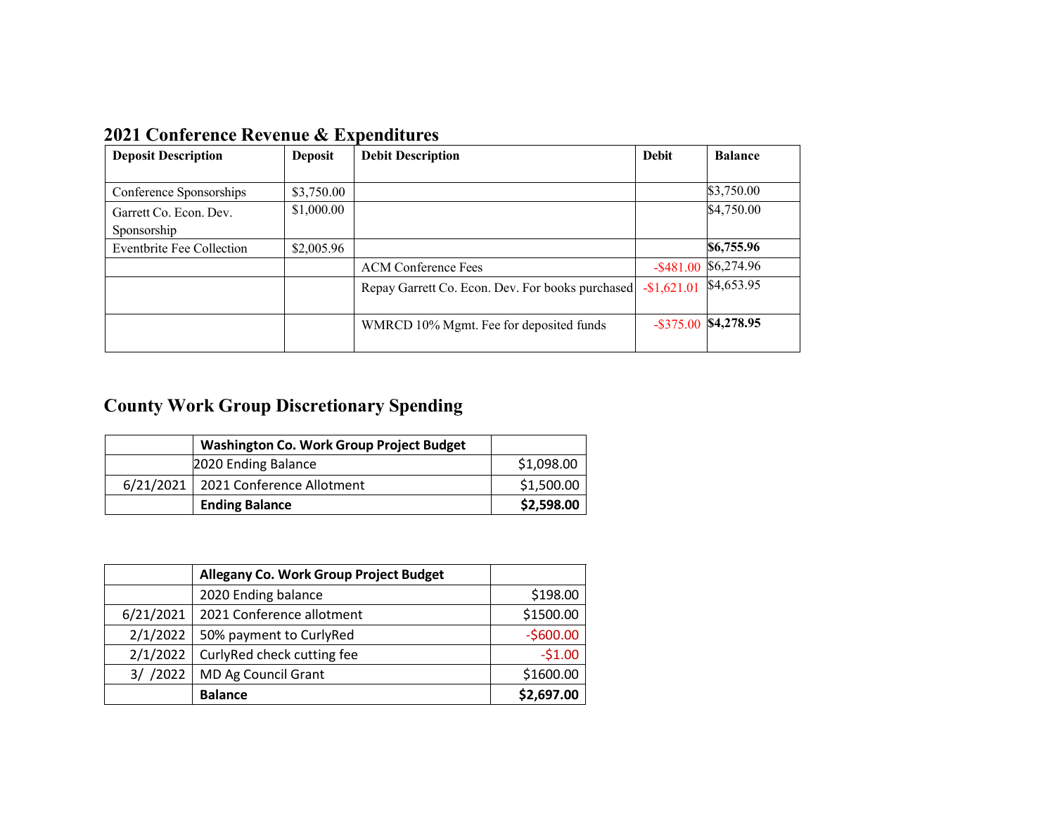## 2021 Conference Revenue & Expenditures

| Deposit Description | Deposit | Debit Description | Debit | Balance |
|---|---|---|---|---|
| Conference Sponsorships | $3,750.00 | | | $3,750.00 |
| Garrett Co. Econ. Dev. Sponsorship | $1,000.00 | | | $4,750.00 |
| Eventbrite Fee Collection | $2,005.96 | | | **$6,755.96** |
| | | ACM Conference Fees | -$481.00 | $6,274.96 |
| | | Repay Garrett Co. Econ. Dev. For books purchased | -$1,621.01 | $4,653.95 |
| | | WMRCD 10% Mgmt. Fee for deposited funds | -$375.00 | **$4,278.95** |

## County Work Group Discretionary Spending

| | **Washington Co. Work Group Project Budget** | |
|---|---|---|
| | 2020 Ending Balance | $1,098.00 |
| 6/21/2021 | 2021 Conference Allotment | $1,500.00 |
| | **Ending Balance** | **$2,598.00** |

| | **Allegany Co. Work Group Project Budget** | |
|---|---|---|
| | 2020 Ending balance | $198.00 |
| 6/21/2021 | 2021 Conference allotment | $1500.00 |
| 2/1/2022 | 50% payment to CurlyRed | -$600.00 |
| 2/1/2022 | CurlyRed check cutting fee | -$1.00 |
| 3/ /2022 | MD Ag Council Grant | $1600.00 |
| | **Balance** | **$2,697.00** |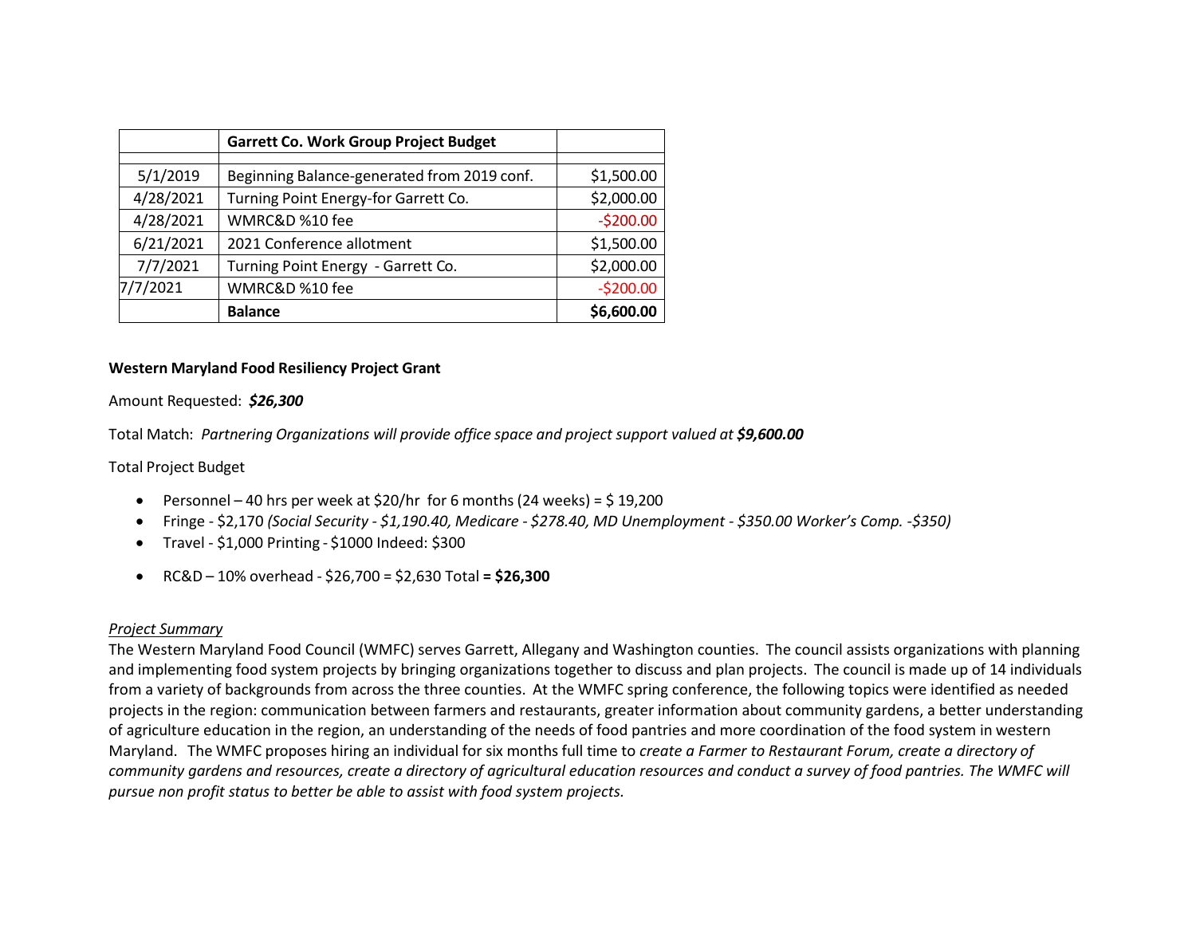| | Garrett Co. Work Group Project Budget | |
|---|---|---|
| | | |
| 5/1/2019 | Beginning Balance-generated from 2019 conf. | $1,500.00 |
| 4/28/2021 | Turning Point Energy-for Garrett Co. | $2,000.00 |
| 4/28/2021 | WMRC&D %10 fee | -$200.00 |
| 6/21/2021 | 2021 Conference allotment | $1,500.00 |
| 7/7/2021 | Turning Point Energy - Garrett Co. | $2,000.00 |
| 7/7/2021 | WMRC&D %10 fee | -$200.00 |
| | **Balance** | **$6,600.00** |

**Western Maryland Food Resiliency Project Grant**

Amount Requested: ***$26,300***

Total Match: *Partnering Organizations will provide office space and project support valued at **$9,600.00***

Total Project Budget

- Personnel – 40 hrs per week at $20/hr for 6 months (24 weeks) = $ 19,200
- Fringe - $2,170 *(Social Security - $1,190.40, Medicare - $278.40, MD Unemployment - $350.00 Worker's Comp. -$350)*
- Travel - $1,000 Printing - $1000 Indeed: $300
- RC&D – 10% overhead - $26,700 = $2,630 Total **= $26,300**

*Project Summary*

The Western Maryland Food Council (WMFC) serves Garrett, Allegany and Washington counties. The council assists organizations with planning and implementing food system projects by bringing organizations together to discuss and plan projects. The council is made up of 14 individuals from a variety of backgrounds from across the three counties. At the WMFC spring conference, the following topics were identified as needed projects in the region: communication between farmers and restaurants, greater information about community gardens, a better understanding of agriculture education in the region, an understanding of the needs of food pantries and more coordination of the food system in western Maryland. The WMFC proposes hiring an individual for six months full time to *create a Farmer to Restaurant Forum, create a directory of community gardens and resources, create a directory of agricultural education resources and conduct a survey of food pantries. The WMFC will pursue non profit status to better be able to assist with food system projects.*